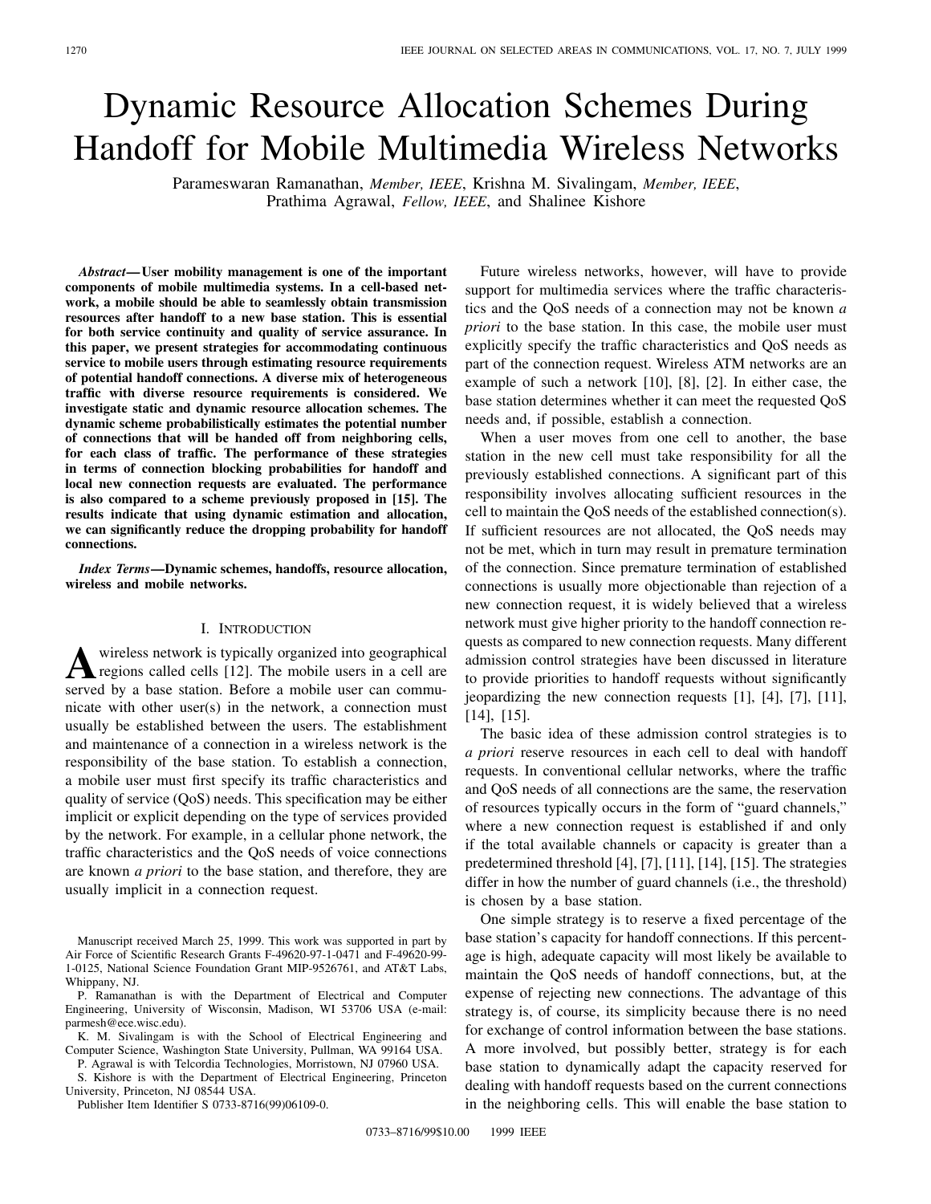# Dynamic Resource Allocation Schemes During Handoff for Mobile Multimedia Wireless Networks

Parameswaran Ramanathan, *Member, IEEE*, Krishna M. Sivalingam, *Member, IEEE*, Prathima Agrawal, *Fellow, IEEE*, and Shalinee Kishore

***Abstract*— User mobility management is one of the important components of mobile multimedia systems. In a cell-based network, a mobile should be able to seamlessly obtain transmission resources after handoff to a new base station. This is essential for both service continuity and quality of service assurance. In this paper, we present strategies for accommodating continuous service to mobile users through estimating resource requirements of potential handoff connections. A diverse mix of heterogeneous traffic with diverse resource requirements is considered. We investigate static and dynamic resource allocation schemes. The dynamic scheme probabilistically estimates the potential number of connections that will be handed off from neighboring cells, for each class of traffic. The performance of these strategies in terms of connection blocking probabilities for handoff and local new connection requests are evaluated. The performance is also compared to a scheme previously proposed in [15]. The results indicate that using dynamic estimation and allocation, we can significantly reduce the dropping probability for handoff connections.**

***Index Terms*—Dynamic schemes, handoffs, resource allocation, wireless and mobile networks.**

## I. Introduction

A wireless network is typically organized into geographical regions called cells [12]. The mobile users in a cell are served by a base station. Before a mobile user can communicate with other user(s) in the network, a connection must usually be established between the users. The establishment and maintenance of a connection in a wireless network is the responsibility of the base station. To establish a connection, a mobile user must first specify its traffic characteristics and quality of service (QoS) needs. This specification may be either implicit or explicit depending on the type of services provided by the network. For example, in a cellular phone network, the traffic characteristics and the QoS needs of voice connections are known *a priori* to the base station, and therefore, they are usually implicit in a connection request.

Manuscript received March 25, 1999. This work was supported in part by Air Force of Scientific Research Grants F-49620-97-1-0471 and F-49620-99-1-0125, National Science Foundation Grant MIP-9526761, and AT&T Labs, Whippany, NJ.

P. Ramanathan is with the Department of Electrical and Computer Engineering, University of Wisconsin, Madison, WI 53706 USA (e-mail: parmesh@ece.wisc.edu).

K. M. Sivalingam is with the School of Electrical Engineering and Computer Science, Washington State University, Pullman, WA 99164 USA.

P. Agrawal is with Telcordia Technologies, Morristown, NJ 07960 USA.

S. Kishore is with the Department of Electrical Engineering, Princeton University, Princeton, NJ 08544 USA.

Publisher Item Identifier S 0733-8716(99)06109-0.

Future wireless networks, however, will have to provide support for multimedia services where the traffic characteristics and the QoS needs of a connection may not be known *a priori* to the base station. In this case, the mobile user must explicitly specify the traffic characteristics and QoS needs as part of the connection request. Wireless ATM networks are an example of such a network [10], [8], [2]. In either case, the base station determines whether it can meet the requested QoS needs and, if possible, establish a connection.

When a user moves from one cell to another, the base station in the new cell must take responsibility for all the previously established connections. A significant part of this responsibility involves allocating sufficient resources in the cell to maintain the QoS needs of the established connection(s). If sufficient resources are not allocated, the QoS needs may not be met, which in turn may result in premature termination of the connection. Since premature termination of established connections is usually more objectionable than rejection of a new connection request, it is widely believed that a wireless network must give higher priority to the handoff connection requests as compared to new connection requests. Many different admission control strategies have been discussed in literature to provide priorities to handoff requests without significantly jeopardizing the new connection requests [1], [4], [7], [11], [14], [15].

The basic idea of these admission control strategies is to *a priori* reserve resources in each cell to deal with handoff requests. In conventional cellular networks, where the traffic and QoS needs of all connections are the same, the reservation of resources typically occurs in the form of "guard channels," where a new connection request is established if and only if the total available channels or capacity is greater than a predetermined threshold [4], [7], [11], [14], [15]. The strategies differ in how the number of guard channels (i.e., the threshold) is chosen by a base station.

One simple strategy is to reserve a fixed percentage of the base station's capacity for handoff connections. If this percentage is high, adequate capacity will most likely be available to maintain the QoS needs of handoff connections, but, at the expense of rejecting new connections. The advantage of this strategy is, of course, its simplicity because there is no need for exchange of control information between the base stations. A more involved, but possibly better, strategy is for each base station to dynamically adapt the capacity reserved for dealing with handoff requests based on the current connections in the neighboring cells. This will enable the base station to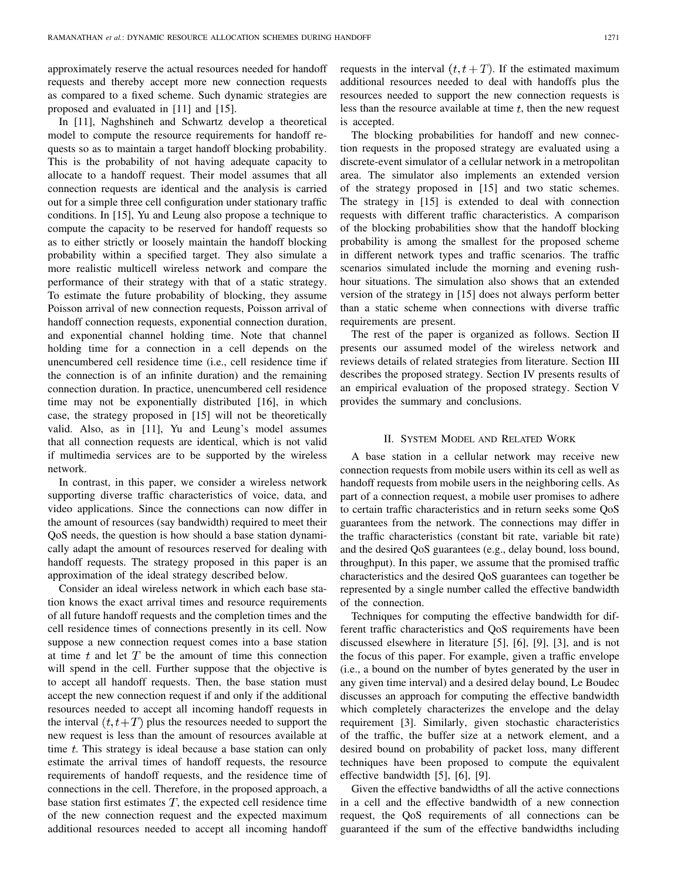approximately reserve the actual resources needed for handoff requests and thereby accept more new connection requests as compared to a fixed scheme. Such dynamic strategies are proposed and evaluated in [11] and [15].

In [11], Naghshineh and Schwartz develop a theoretical model to compute the resource requirements for handoff requests so as to maintain a target handoff blocking probability. This is the probability of not having adequate capacity to allocate to a handoff request. Their model assumes that all connection requests are identical and the analysis is carried out for a simple three cell configuration under stationary traffic conditions. In [15], Yu and Leung also propose a technique to compute the capacity to be reserved for handoff requests so as to either strictly or loosely maintain the handoff blocking probability within a specified target. They also simulate a more realistic multicell wireless network and compare the performance of their strategy with that of a static strategy. To estimate the future probability of blocking, they assume Poisson arrival of new connection requests, Poisson arrival of handoff connection requests, exponential connection duration, and exponential channel holding time. Note that channel holding time for a connection in a cell depends on the unencumbered cell residence time (i.e., cell residence time if the connection is of an infinite duration) and the remaining connection duration. In practice, unencumbered cell residence time may not be exponentially distributed [16], in which case, the strategy proposed in [15] will not be theoretically valid. Also, as in [11], Yu and Leung's model assumes that all connection requests are identical, which is not valid if multimedia services are to be supported by the wireless network.

In contrast, in this paper, we consider a wireless network supporting diverse traffic characteristics of voice, data, and video applications. Since the connections can now differ in the amount of resources (say bandwidth) required to meet their QoS needs, the question is how should a base station dynamically adapt the amount of resources reserved for dealing with handoff requests. The strategy proposed in this paper is an approximation of the ideal strategy described below.

Consider an ideal wireless network in which each base station knows the exact arrival times and resource requirements of all future handoff requests and the completion times and the cell residence times of connections presently in its cell. Now suppose a new connection request comes into a base station at time $t$ and let $T$ be the amount of time this connection will spend in the cell. Further suppose that the objective is to accept all handoff requests. Then, the base station must accept the new connection request if and only if the additional resources needed to accept all incoming handoff requests in the interval $(t, t+T)$ plus the resources needed to support the new request is less than the amount of resources available at time $t$. This strategy is ideal because a base station can only estimate the arrival times of handoff requests, the resource requirements of handoff requests, and the residence time of connections in the cell. Therefore, in the proposed approach, a base station first estimates $T$, the expected cell residence time of the new connection request and the expected maximum additional resources needed to accept all incoming handoff requests in the interval $(t, t+T)$. If the estimated maximum additional resources needed to deal with handoffs plus the resources needed to support the new connection requests is less than the resource available at time $t$, then the new request is accepted.

The blocking probabilities for handoff and new connection requests in the proposed strategy are evaluated using a discrete-event simulator of a cellular network in a metropolitan area. The simulator also implements an extended version of the strategy proposed in [15] and two static schemes. The strategy in [15] is extended to deal with connection requests with different traffic characteristics. A comparison of the blocking probabilities show that the handoff blocking probability is among the smallest for the proposed scheme in different network types and traffic scenarios. The traffic scenarios simulated include the morning and evening rush-hour situations. The simulation also shows that an extended version of the strategy in [15] does not always perform better than a static scheme when connections with diverse traffic requirements are present.

The rest of the paper is organized as follows. Section II presents our assumed model of the wireless network and reviews details of related strategies from literature. Section III describes the proposed strategy. Section IV presents results of an empirical evaluation of the proposed strategy. Section V provides the summary and conclusions.

## II. System Model and Related Work

A base station in a cellular network may receive new connection requests from mobile users within its cell as well as handoff requests from mobile users in the neighboring cells. As part of a connection request, a mobile user promises to adhere to certain traffic characteristics and in return seeks some QoS guarantees from the network. The connections may differ in the traffic characteristics (constant bit rate, variable bit rate) and the desired QoS guarantees (e.g., delay bound, loss bound, throughput). In this paper, we assume that the promised traffic characteristics and the desired QoS guarantees can together be represented by a single number called the effective bandwidth of the connection.

Techniques for computing the effective bandwidth for different traffic characteristics and QoS requirements have been discussed elsewhere in literature [5], [6], [9], [3], and is not the focus of this paper. For example, given a traffic envelope (i.e., a bound on the number of bytes generated by the user in any given time interval) and a desired delay bound, Le Boudec discusses an approach for computing the effective bandwidth which completely characterizes the envelope and the delay requirement [3]. Similarly, given stochastic characteristics of the traffic, the buffer size at a network element, and a desired bound on probability of packet loss, many different techniques have been proposed to compute the equivalent effective bandwidth [5], [6], [9].

Given the effective bandwidths of all the active connections in a cell and the effective bandwidth of a new connection request, the QoS requirements of all connections can be guaranteed if the sum of the effective bandwidths including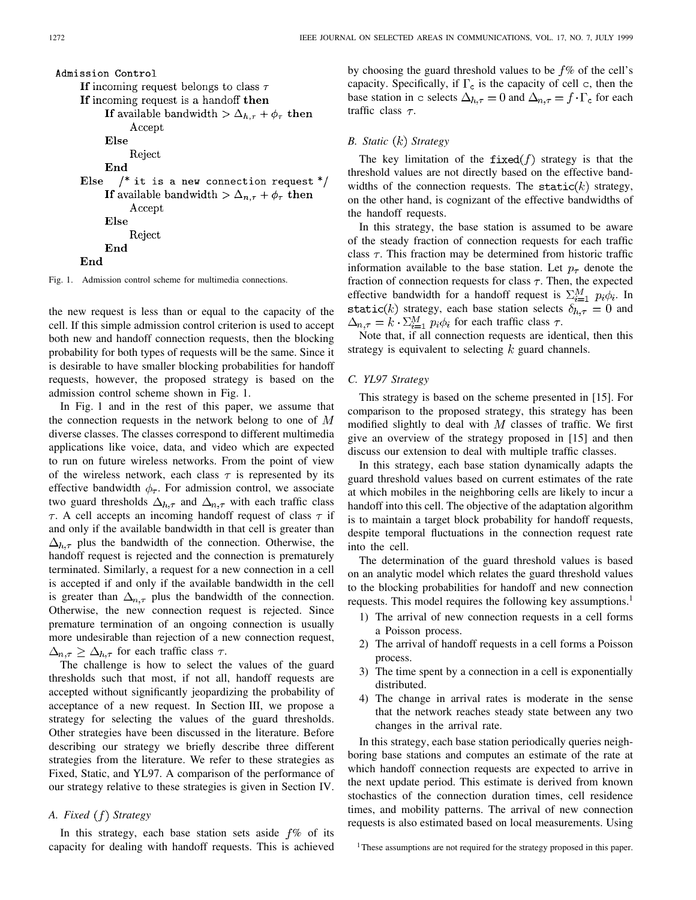```
Admission Control
    If incoming request belongs to class τ
    If incoming request is a handoff then
        If available bandwidth > Δ_{h,τ} + φ_τ then
            Accept
        Else
            Reject
        End
    Else   /* it is a new connection request */
        If available bandwidth > Δ_{n,τ} + φ_τ then
            Accept
        Else
            Reject
        End
    End
```

Fig. 1. Admission control scheme for multimedia connections.

the new request is less than or equal to the capacity of the cell. If this simple admission control criterion is used to accept both new and handoff connection requests, then the blocking probability for both types of requests will be the same. Since it is desirable to have smaller blocking probabilities for handoff requests, however, the proposed strategy is based on the admission control scheme shown in Fig. 1.

In Fig. 1 and in the rest of this paper, we assume that the connection requests in the network belong to one of $M$ diverse classes. The classes correspond to different multimedia applications like voice, data, and video which are expected to run on future wireless networks. From the point of view of the wireless network, each class $\tau$ is represented by its effective bandwidth $\phi_\tau$. For admission control, we associate two guard thresholds $\Delta_{h,\tau}$ and $\Delta_{n,\tau}$ with each traffic class $\tau$. A cell accepts an incoming handoff request of class $\tau$ if and only if the available bandwidth in that cell is greater than $\Delta_{h,\tau}$ plus the bandwidth of the connection. Otherwise, the handoff request is rejected and the connection is prematurely terminated. Similarly, a request for a new connection in a cell is accepted if and only if the available bandwidth in the cell is greater than $\Delta_{n,\tau}$ plus the bandwidth of the connection. Otherwise, the new connection request is rejected. Since premature termination of an ongoing connection is usually more undesirable than rejection of a new connection request, $\Delta_{n,\tau} \geq \Delta_{h,\tau}$ for each traffic class $\tau$.

The challenge is how to select the values of the guard thresholds such that most, if not all, handoff requests are accepted without significantly jeopardizing the probability of acceptance of a new request. In Section III, we propose a strategy for selecting the values of the guard thresholds. Other strategies have been discussed in the literature. Before describing our strategy we briefly describe three different strategies from the literature. We refer to these strategies as Fixed, Static, and YL97. A comparison of the performance of our strategy relative to these strategies is given in Section IV.

### A. Fixed ($f$) Strategy

In this strategy, each base station sets aside $f$% of its capacity for dealing with handoff requests. This is achieved by choosing the guard threshold values to be $f$% of the cell's capacity. Specifically, if $\Gamma_c$ is the capacity of cell c, then the base station in c selects $\Delta_{h,\tau} = 0$ and $\Delta_{n,\tau} = f \cdot \Gamma_c$ for each traffic class $\tau$.

### B. Static ($k$) Strategy

The key limitation of the fixed($f$) strategy is that the threshold values are not directly based on the effective bandwidths of the connection requests. The static($k$) strategy, on the other hand, is cognizant of the effective bandwidths of the handoff requests.

In this strategy, the base station is assumed to be aware of the steady fraction of connection requests for each traffic class $\tau$. This fraction may be determined from historic traffic information available to the base station. Let $p_\tau$ denote the fraction of connection requests for class $\tau$. Then, the expected effective bandwidth for a handoff request is $\Sigma_{i=1}^{M} p_i\phi_i$. In static($k$) strategy, each base station selects $\delta_{h,\tau} = 0$ and $\Delta_{n,\tau} = k \cdot \Sigma_{i=1}^{M} p_i\phi_i$ for each traffic class $\tau$.

Note that, if all connection requests are identical, then this strategy is equivalent to selecting $k$ guard channels.

### C. YL97 Strategy

This strategy is based on the scheme presented in [15]. For comparison to the proposed strategy, this strategy has been modified slightly to deal with $M$ classes of traffic. We first give an overview of the strategy proposed in [15] and then discuss our extension to deal with multiple traffic classes.

In this strategy, each base station dynamically adapts the guard threshold values based on current estimates of the rate at which mobiles in the neighboring cells are likely to incur a handoff into this cell. The objective of the adaptation algorithm is to maintain a target block probability for handoff requests, despite temporal fluctuations in the connection request rate into the cell.

The determination of the guard threshold values is based on an analytic model which relates the guard threshold values to the blocking probabilities for handoff and new connection requests. This model requires the following key assumptions.[1]

1) The arrival of new connection requests in a cell forms a Poisson process.
2) The arrival of handoff requests in a cell forms a Poisson process.
3) The time spent by a connection in a cell is exponentially distributed.
4) The change in arrival rates is moderate in the sense that the network reaches steady state between any two changes in the arrival rate.

In this strategy, each base station periodically queries neighboring base stations and computes an estimate of the rate at which handoff connection requests are expected to arrive in the next update period. This estimate is derived from known stochastics of the connection duration times, cell residence times, and mobility patterns. The arrival of new connection requests is also estimated based on local measurements. Using

[1] These assumptions are not required for the strategy proposed in this paper.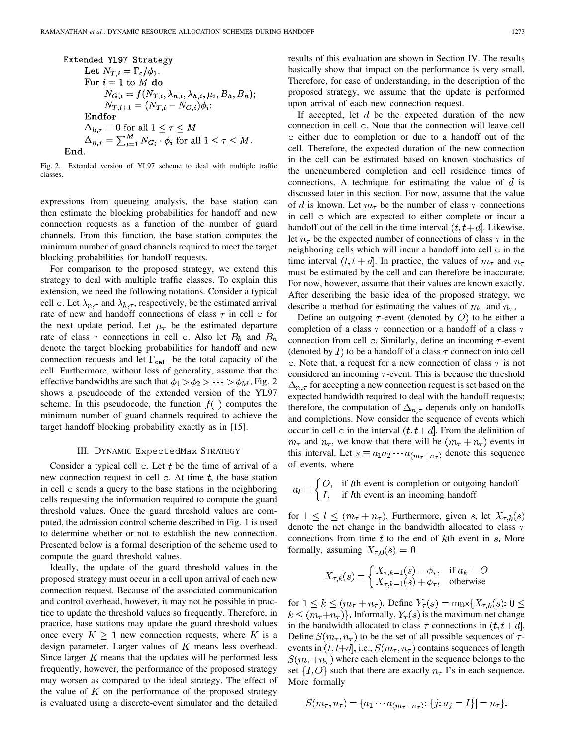```
Extended YL97 Strategy
    Let N_{T,i} = Γ_c/φ_1.
    For i = 1 to M do
        N_{G,i} = f(N_{T,i}, λ_{n,i}, λ_{h,i}, μ_i, B_h, B_n);
        N_{T,i+1} = (N_{T,i} − N_{G,i})φ_i;
    Endfor
    Δ_{h,τ} = 0 for all 1 ≤ τ ≤ M
    Δ_{n,τ} = Σ_{i=1}^{M} N_{G_i} · φ_i for all 1 ≤ τ ≤ M.
End.
```

Fig. 2. Extended version of YL97 scheme to deal with multiple traffic classes.

expressions from queueing analysis, the base station can then estimate the blocking probabilities for handoff and new connection requests as a function of the number of guard channels. From this function, the base station computes the minimum number of guard channels required to meet the target blocking probabilities for handoff requests.

For comparison to the proposed strategy, we extend this strategy to deal with multiple traffic classes. To explain this extension, we need the following notations. Consider a typical cell c. Let $\lambda_{n,\tau}$ and $\lambda_{h,\tau}$, respectively, be the estimated arrival rate of new and handoff connections of class $\tau$ in cell c for the next update period. Let $\mu_\tau$ be the estimated departure rate of class $\tau$ connections in cell c. Also let $B_h$ and $B_n$ denote the target blocking probabilities for handoff and new connection requests and let $\Gamma_{\texttt{cell}}$ be the total capacity of the cell. Furthermore, without loss of generality, assume that the effective bandwidths are such that $\phi_1 > \phi_2 > \cdots > \phi_M$. Fig. 2 shows a pseudocode of the extended version of the YL97 scheme. In this pseudocode, the function $f(\,)$ computes the minimum number of guard channels required to achieve the target handoff blocking probability exactly as in [15].

## III. Dynamic ExpectedMax Strategy

Consider a typical cell c. Let $t$ be the time of arrival of a new connection request in cell c. At time $t$, the base station in cell c sends a query to the base stations in the neighboring cells requesting the information required to compute the guard threshold values. Once the guard threshold values are computed, the admission control scheme described in Fig. 1 is used to determine whether or not to establish the new connection. Presented below is a formal description of the scheme used to compute the guard threshold values.

Ideally, the update of the guard threshold values in the proposed strategy must occur in a cell upon arrival of each new connection request. Because of the associated communication and control overhead, however, it may not be possible in practice to update the threshold values so frequently. Therefore, in practice, base stations may update the guard threshold values once every $K \geq 1$ new connection requests, where $K$ is a design parameter. Larger values of $K$ means less overhead. Since larger $K$ means that the updates will be performed less frequently, however, the performance of the proposed strategy may worsen as compared to the ideal strategy. The effect of the value of $K$ on the performance of the proposed strategy is evaluated using a discrete-event simulator and the detailed results of this evaluation are shown in Section IV. The results basically show that impact on the performance is very small. Therefore, for ease of understanding, in the description of the proposed strategy, we assume that the update is performed upon arrival of each new connection request.

If accepted, let $d$ be the expected duration of the new connection in cell c. Note that the connection will leave cell c either due to completion or due to a handoff out of the cell. Therefore, the expected duration of the new connection in the cell can be estimated based on known stochastics of the unencumbered completion and cell residence times of connections. A technique for estimating the value of $d$ is discussed later in this section. For now, assume that the value of $d$ is known. Let $m_\tau$ be the number of class $\tau$ connections in cell c which are expected to either complete or incur a handoff out of the cell in the time interval $(t, t+d]$. Likewise, let $n_\tau$ be the expected number of connections of class $\tau$ in the neighboring cells which will incur a handoff into cell c in the time interval $(t, t+d]$. In practice, the values of $m_\tau$ and $n_\tau$ must be estimated by the cell and can therefore be inaccurate. For now, however, assume that their values are known exactly. After describing the basic idea of the proposed strategy, we describe a method for estimating the values of $m_\tau$ and $n_\tau$.

Define an outgoing $\tau$-event (denoted by $O$) to be either a completion of a class $\tau$ connection or a handoff of a class $\tau$ connection from cell c. Similarly, define an incoming $\tau$-event (denoted by $I$) to be a handoff of a class $\tau$ connection into cell c. Note that, a request for a new connection of class $\tau$ is not considered an incoming $\tau$-event. This is because the threshold $\Delta_{n,\tau}$ for accepting a new connection request is set based on the expected bandwidth required to deal with the handoff requests; therefore, the computation of $\Delta_{n,\tau}$ depends only on handoffs and completions. Now consider the sequence of events which occur in cell c in the interval $(t, t+d]$. From the definition of $m_\tau$ and $n_\tau$, we know that there will be $(m_\tau + n_\tau)$ events in this interval. Let $s \equiv a_1 a_2 \cdots a_{(m_\tau+n_\tau)}$ denote this sequence of events, where

$$a_l = \begin{cases} O, & \text{if } l\text{th event is completion or outgoing handoff} \\ I, & \text{if } l\text{th event is an incoming handoff} \end{cases}$$

for $1 \leq l \leq (m_\tau + n_\tau)$. Furthermore, given $s$, let $X_{\tau,k}(s)$ denote the net change in the bandwidth allocated to class $\tau$ connections from time $t$ to the end of $k$th event in $s$. More formally, assuming $X_{\tau,0}(s) = 0$

$$X_{\tau,k}(s) = \begin{cases} X_{\tau,k-1}(s) - \phi_\tau, & \text{if } a_k \equiv O \\ X_{\tau,k-1}(s) + \phi_\tau, & \text{otherwise} \end{cases}$$

for $1 \leq k \leq (m_\tau + n_\tau)$. Define $Y_\tau(s) = \max\{X_{\tau,k}(s): 0 \leq k \leq (m_\tau + n_\tau)\}$. Informally, $Y_\tau(s)$ is the maximum net change in the bandwidth allocated to class $\tau$ connections in $(t, t+d]$. Define $S(m_\tau, n_\tau)$ to be the set of all possible sequences of $\tau$-events in $(t, t+d]$, i.e., $S(m_\tau, n_\tau)$ contains sequences of length $S(m_\tau + n_\tau)$ where each element in the sequence belongs to the set $\{I, O\}$ such that there are exactly $n_\tau$ I's in each sequence. More formally

$$S(m_\tau, n_\tau) = \{a_1 \cdots a_{(m_\tau+n_\tau)}: \{j: a_j = I\}| = n_\tau\}.$$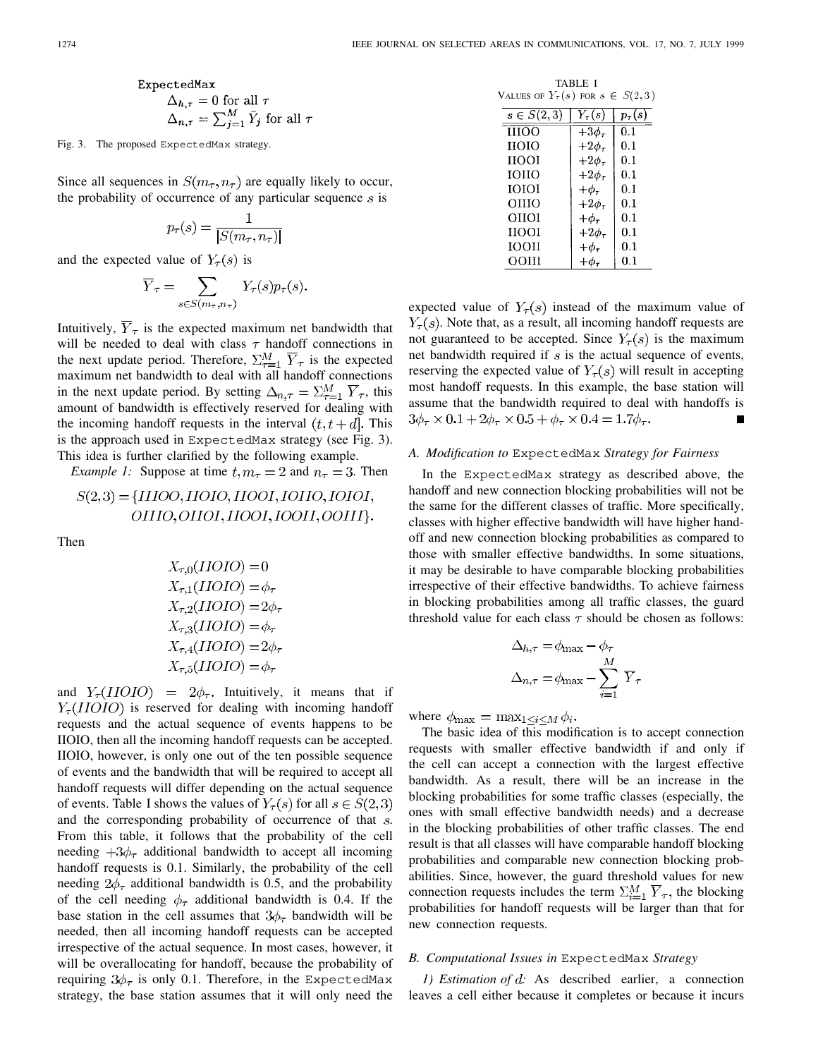```
ExpectedMax
    Δ_{h,τ} = 0 for all τ
    Δ_{n,τ} = Σ_{j=1}^{M} Ȳ_j for all τ
```

Fig. 3. The proposed ExpectedMax strategy.

Since all sequences in $S(m_\tau, n_\tau)$ are equally likely to occur, the probability of occurrence of any particular sequence $s$ is

$$p_\tau(s) = \frac{1}{|S(m_\tau, n_\tau)|}$$

and the expected value of $Y_\tau(s)$ is

$$\overline{Y}_\tau = \sum_{s \in S(m_\tau, n_\tau)} Y_\tau(s) p_\tau(s).$$

Intuitively, $\overline{Y}_\tau$ is the expected maximum net bandwidth that will be needed to deal with class $\tau$ handoff connections in the next update period. Therefore, $\Sigma_{\tau=1}^{M} \overline{Y}_\tau$ is the expected maximum net bandwidth to deal with all handoff connections in the next update period. By setting $\Delta_{n,\tau} = \Sigma_{\tau=1}^{M} \overline{Y}_\tau$, this amount of bandwidth is effectively reserved for dealing with the incoming handoff requests in the interval $(t, t+d]$. This is the approach used in ExpectedMax strategy (see Fig. 3). This idea is further clarified by the following example.

*Example 1:* Suppose at time $t, m_\tau = 2$ and $n_\tau = 3$. Then

$$S(2,3) = \{IIIOO, IIOIO, IIOOI, IOIIO, IOIOI, OIIIO, OIIOI, IIOOI, IOOII, OOIII\}.$$

Then

$$X_{\tau,0}(IIOIO) = 0$$
$$X_{\tau,1}(IIOIO) = \phi_\tau$$
$$X_{\tau,2}(IIOIO) = 2\phi_\tau$$
$$X_{\tau,3}(IIOIO) = \phi_\tau$$
$$X_{\tau,4}(IIOIO) = 2\phi_\tau$$
$$X_{\tau,5}(IIOIO) = \phi_\tau$$

and $Y_\tau(IIOIO) = 2\phi_\tau$. Intuitively, it means that if $Y_\tau(IIOIO)$ is reserved for dealing with incoming handoff requests and the actual sequence of events happens to be IIOIO, then all the incoming handoff requests can be accepted. IIOIO, however, is only one out of the ten possible sequence of events and the bandwidth that will be required to accept all handoff requests will differ depending on the actual sequence of events. Table I shows the values of $Y_\tau(s)$ for all $s \in S(2,3)$ and the corresponding probability of occurrence of that $s$. From this table, it follows that the probability of the cell needing $+3\phi_\tau$ additional bandwidth to accept all incoming handoff requests is 0.1. Similarly, the probability of the cell needing $2\phi_\tau$ additional bandwidth is 0.5, and the probability of the cell needing $\phi_\tau$ additional bandwidth is 0.4. If the base station in the cell assumes that $3\phi_\tau$ bandwidth will be needed, then all incoming handoff requests can be accepted irrespective of the actual sequence. In most cases, however, it will be overallocating for handoff, because the probability of requiring $3\phi_\tau$ is only 0.1. Therefore, in the ExpectedMax strategy, the base station assumes that it will only need the expected value of $Y_\tau(s)$ instead of the maximum value of $Y_\tau(s)$. Note that, as a result, all incoming handoff requests are not guaranteed to be accepted. Since $Y_\tau(s)$ is the maximum net bandwidth required if $s$ is the actual sequence of events, reserving the expected value of $Y_\tau(s)$ will result in accepting most handoff requests. In this example, the base station will assume that the bandwidth required to deal with handoffs is $3\phi_\tau \times 0.1 + 2\phi_\tau \times 0.5 + \phi_\tau \times 0.4 = 1.7\phi_\tau$. ∎

TABLE I
VALUES OF $Y_\tau(s)$ FOR $s \in S(2,3)$

| $s \in S(2,3)$ | $Y_\tau(s)$ | $p_\tau(s)$ |
|---|---|---|
| IIIOO | $+3\phi_\tau$ | 0.1 |
| IIOIO | $+2\phi_\tau$ | 0.1 |
| IIOOI | $+2\phi_\tau$ | 0.1 |
| IOIIO | $+2\phi_\tau$ | 0.1 |
| IOIOI | $+\phi_\tau$ | 0.1 |
| OIIIO | $+2\phi_\tau$ | 0.1 |
| OIIOI | $+\phi_\tau$ | 0.1 |
| IIOOI | $+2\phi_\tau$ | 0.1 |
| IOOII | $+\phi_\tau$ | 0.1 |
| OOIII | $+\phi_\tau$ | 0.1 |

### A. Modification to ExpectedMax Strategy for Fairness

In the ExpectedMax strategy as described above, the handoff and new connection blocking probabilities will not be the same for the different classes of traffic. More specifically, classes with higher effective bandwidth will have higher handoff and new connection blocking probabilities as compared to those with smaller effective bandwidths. In some situations, it may be desirable to have comparable blocking probabilities irrespective of their effective bandwidths. To achieve fairness in blocking probabilities among all traffic classes, the guard threshold value for each class $\tau$ should be chosen as follows:

$$\Delta_{h,\tau} = \phi_{\max} - \phi_\tau$$
$$\Delta_{n,\tau} = \phi_{\max} - \sum_{i=1}^{M} \overline{Y}_\tau$$

where $\phi_{\max} = \max_{1 \le i \le M} \phi_i$.

The basic idea of this modification is to accept connection requests with smaller effective bandwidth if and only if the cell can accept a connection with the largest effective bandwidth. As a result, there will be an increase in the blocking probabilities for some traffic classes (especially, the ones with small effective bandwidth needs) and a decrease in the blocking probabilities of other traffic classes. The end result is that all classes will have comparable handoff blocking probabilities and comparable new connection blocking probabilities. Since, however, the guard threshold values for new connection requests includes the term $\Sigma_{i=1}^{M} \overline{Y}_\tau$, the blocking probabilities for handoff requests will be larger than that for new connection requests.

### B. Computational Issues in ExpectedMax Strategy

*1) Estimation of $d$:* As described earlier, a connection leaves a cell either because it completes or because it incurs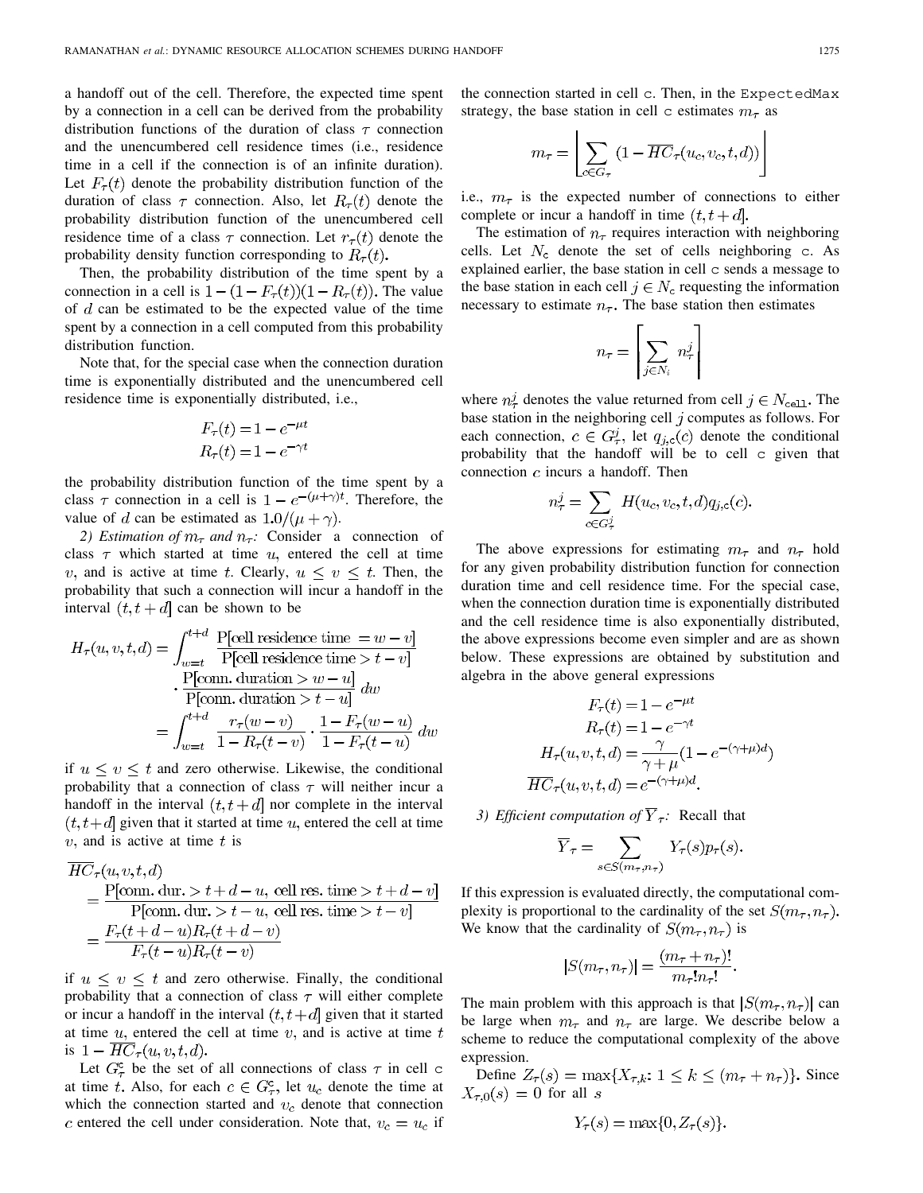a handoff out of the cell. Therefore, the expected time spent by a connection in a cell can be derived from the probability distribution functions of the duration of class $\tau$ connection and the unencumbered cell residence times (i.e., residence time in a cell if the connection is of an infinite duration). Let $F_\tau(t)$ denote the probability distribution function of the duration of class $\tau$ connection. Also, let $R_\tau(t)$ denote the probability distribution function of the unencumbered cell residence time of a class $\tau$ connection. Let $r_\tau(t)$ denote the probability density function corresponding to $R_\tau(t)$.

Then, the probability distribution of the time spent by a connection in a cell is $1 - (1 - F_\tau(t))(1 - R_\tau(t))$. The value of $d$ can be estimated to be the expected value of the time spent by a connection in a cell computed from this probability distribution function.

Note that, for the special case when the connection duration time is exponentially distributed and the unencumbered cell residence time is exponentially distributed, i.e.,

$$F_\tau(t) = 1 - e^{-\mu t}$$
$$R_\tau(t) = 1 - e^{-\gamma t}$$

the probability distribution function of the time spent by a class $\tau$ connection in a cell is $1 - e^{-(\mu+\gamma)t}$. Therefore, the value of $d$ can be estimated as $1.0/(\mu + \gamma)$.

*2) Estimation of $m_\tau$ and $n_\tau$:* Consider a connection of class $\tau$ which started at time $u$, entered the cell at time $v$, and is active at time $t$. Clearly, $u \le v \le t$. Then, the probability that such a connection will incur a handoff in the interval $(t, t+d]$ can be shown to be

$$\begin{aligned} H_\tau(u,v,t,d) &= \int_{w=t}^{t+d} \frac{\text{P[cell residence time } = w - v]}{\text{P[cell residence time} > t - v]} \\ &\quad \cdot \frac{\text{P[conn. duration} > w - u]}{\text{P[conn. duration} > t - u]}\, dw \\ &= \int_{w=t}^{t+d} \frac{r_\tau(w - v)}{1 - R_\tau(t - v)} \cdot \frac{1 - F_\tau(w - u)}{1 - F_\tau(t - u)}\, dw \end{aligned}$$

if $u \le v \le t$ and zero otherwise. Likewise, the conditional probability that a connection of class $\tau$ will neither incur a handoff in the interval $(t, t+d]$ nor complete in the interval $(t, t+d]$ given that it started at time $u$, entered the cell at time $v$, and is active at time $t$ is

$$\begin{aligned} &\overline{HC}_\tau(u,v,t,d) \\ &\quad = \frac{\text{P[conn. dur.} > t + d - u, \text{ cell res. time} > t + d - v]}{\text{P[conn. dur.} > t - u, \text{ cell res. time} > t - v]} \\ &\quad = \frac{F_\tau(t + d - u) R_\tau(t + d - v)}{F_\tau(t - u) R_\tau(t - v)} \end{aligned}$$

if $u \le v \le t$ and zero otherwise. Finally, the conditional probability that a connection of class $\tau$ will either complete or incur a handoff in the interval $(t, t+d]$ given that it started at time $u$, entered the cell at time $v$, and is active at time $t$ is $1 - \overline{HC}_\tau(u, v, t, d)$.

Let $G_\tau^{\mathtt{c}}$ be the set of all connections of class $\tau$ in cell $\mathtt{c}$ at time $t$. Also, for each $c \in G_\tau^{\mathtt{c}}$, let $u_c$ denote the time at which the connection started and $v_c$ denote that connection $c$ entered the cell under consideration. Note that, $v_c = u_c$ if the connection started in cell $\mathtt{c}$. Then, in the `ExpectedMax` strategy, the base station in cell $\mathtt{c}$ estimates $m_\tau$ as

$$m_\tau = \left\lfloor \sum_{c \in G_\tau} \left(1 - \overline{HC}_\tau(u_c, v_c, t, d)\right) \right\rfloor$$

i.e., $m_\tau$ is the expected number of connections to either complete or incur a handoff in time $(t, t+d]$.

The estimation of $n_\tau$ requires interaction with neighboring cells. Let $N_{\mathtt{c}}$ denote the set of cells neighboring $\mathtt{c}$. As explained earlier, the base station in cell $\mathtt{c}$ sends a message to the base station in each cell $j \in N_{\mathtt{c}}$ requesting the information necessary to estimate $n_\tau$. The base station then estimates

$$n_\tau = \left\lceil \sum_{j \in N_i} n_\tau^j \right\rceil$$

where $n_\tau^j$ denotes the value returned from cell $j \in N_{\mathtt{cell}}$. The base station in the neighboring cell $j$ computes as follows. For each connection, $c \in G_\tau^j$, let $q_{j,\mathtt{c}}(c)$ denote the conditional probability that the handoff will be to cell $\mathtt{c}$ given that connection $c$ incurs a handoff. Then

$$n_\tau^j = \sum_{c \in G_\tau^j} H(u_c, v_c, t, d) q_{j,\mathtt{c}}(c).$$

The above expressions for estimating $m_\tau$ and $n_\tau$ hold for any given probability distribution function for connection duration time and cell residence time. For the special case, when the connection duration time is exponentially distributed and the cell residence time is also exponentially distributed, the above expressions become even simpler and are as shown below. These expressions are obtained by substitution and algebra in the above general expressions

$$\begin{aligned} F_\tau(t) &= 1 - e^{-\mu t} \\ R_\tau(t) &= 1 - e^{-\gamma t} \\ H_\tau(u,v,t,d) &= \frac{\gamma}{\gamma + \mu}\left(1 - e^{-(\gamma+\mu)d}\right) \\ \overline{HC}_\tau(u,v,t,d) &= e^{-(\gamma+\mu)d}. \end{aligned}$$

*3) Efficient computation of $\overline{Y}_\tau$:* Recall that

$$\overline{Y}_\tau = \sum_{s \in S(m_\tau, n_\tau)} Y_\tau(s) p_\tau(s).$$

If this expression is evaluated directly, the computational complexity is proportional to the cardinality of the set $S(m_\tau, n_\tau)$. We know that the cardinality of $S(m_\tau, n_\tau)$ is

$$|S(m_\tau, n_\tau)| = \frac{(m_\tau + n_\tau)!}{m_\tau! n_\tau!}.$$

The main problem with this approach is that $|S(m_\tau, n_\tau)|$ can be large when $m_\tau$ and $n_\tau$ are large. We describe below a scheme to reduce the computational complexity of the above expression.

Define $Z_\tau(s) = \max\{X_{\tau,k}: 1 \le k \le (m_\tau + n_\tau)\}$. Since $X_{\tau,0}(s) = 0$ for all $s$

$$Y_\tau(s) = \max\{0, Z_\tau(s)\}.$$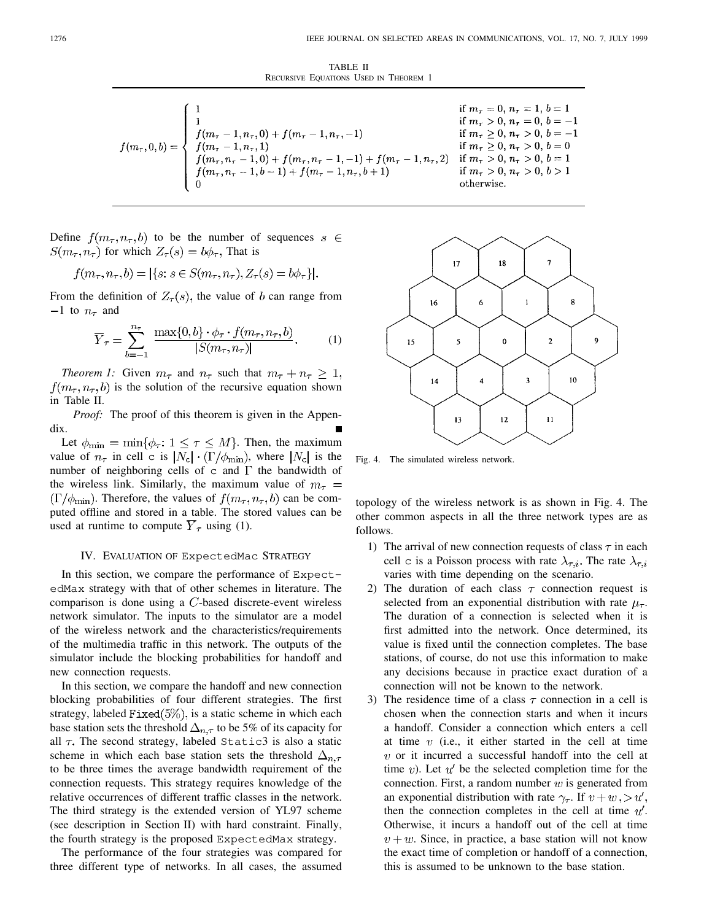TABLE II
RECURSIVE EQUATIONS USED IN THEOREM 1

$$
f(m_\tau, 0, b) = \begin{cases} 1 & \text{if } m_\tau = 0,\ n_\tau = 1,\ b = 1 \\ 1 & \text{if } m_\tau > 0,\ n_\tau = 0,\ b = -1 \\ f(m_\tau - 1, n_\tau, 0) + f(m_\tau - 1, n_\tau, -1) & \text{if } m_\tau \geq 0,\ n_\tau > 0,\ b = -1 \\ f(m_\tau - 1, n_\tau, 1) & \text{if } m_\tau \geq 0,\ n_\tau > 0,\ b = 0 \\ f(m_\tau, n_\tau - 1, 0) + f(m_\tau, n_\tau - 1, -1) + f(m_\tau - 1, n_\tau, 2) & \text{if } m_\tau > 0,\ n_\tau > 0,\ b = 1 \\ f(m_\tau, n_\tau - 1, b - 1) + f(m_\tau - 1, n_\tau, b + 1) & \text{if } m_\tau > 0,\ n_\tau > 0,\ b > 1 \\ 0 & \text{otherwise.} \end{cases}
$$

Define $f(m_\tau, n_\tau, b)$ to be the number of sequences $s \in S(m_\tau, n_\tau)$ for which $Z_\tau(s) = b\phi_\tau$. That is

$$
f(m_\tau, n_\tau, b) = |\{s: s \in S(m_\tau, n_\tau), Z_\tau(s) = b\phi_\tau\}|.
$$

From the definition of $Z_\tau(s)$, the value of $b$ can range from $-1$ to $n_\tau$ and

$$
\overline{Y}_\tau = \sum_{b=-1}^{n_\tau} \frac{\max\{0, b\} \cdot \phi_\tau \cdot f(m_\tau, n_\tau, b)}{|S(m_\tau, n_\tau)|}. \tag{1}
$$

*Theorem 1:* Given $m_\tau$ and $n_\tau$ such that $m_\tau + n_\tau \geq 1$, $f(m_\tau, n_\tau, b)$ is the solution of the recursive equation shown in Table II.

*Proof:* The proof of this theorem is given in the Appendix. ■

Let $\phi_{\min} = \min\{\phi_\tau: 1 \leq \tau \leq M\}$. Then, the maximum value of $n_\tau$ in cell c is $|N_c| \cdot (\Gamma/\phi_{\min})$, where $|N_c|$ is the number of neighboring cells of c and $\Gamma$ the bandwidth of the wireless link. Similarly, the maximum value of $m_\tau = (\Gamma/\phi_{\min})$. Therefore, the values of $f(m_\tau, n_\tau, b)$ can be computed offline and stored in a table. The stored values can be used at runtime to compute $\overline{Y}_\tau$ using (1).

## IV. Evaluation of ExpectedMac Strategy

In this section, we compare the performance of ExpectedMax strategy with that of other schemes in literature. The comparison is done using a $C$-based discrete-event wireless network simulator. The inputs to the simulator are a model of the wireless network and the characteristics/requirements of the multimedia traffic in this network. The outputs of the simulator include the blocking probabilities for handoff and new connection requests.

In this section, we compare the handoff and new connection blocking probabilities of four different strategies. The first strategy, labeled Fixed(5%), is a static scheme in which each base station sets the threshold $\Delta_{n,\tau}$ to be 5% of its capacity for all $\tau$. The second strategy, labeled Static3 is also a static scheme in which each base station sets the threshold $\Delta_{n,\tau}$ to be three times the average bandwidth requirement of the connection requests. This strategy requires knowledge of the relative occurrences of different traffic classes in the network. The third strategy is the extended version of YL97 scheme (see description in Section II) with hard constraint. Finally, the fourth strategy is the proposed ExpectedMax strategy.

The performance of the four strategies was compared for three different type of networks. In all cases, the assumed topology of the wireless network is as shown in Fig. 4. The other common aspects in all the three network types are as follows.

Fig. 4. The simulated wireless network.

1) The arrival of new connection requests of class $\tau$ in each cell c is a Poisson process with rate $\lambda_{\tau,i}$. The rate $\lambda_{\tau,i}$ varies with time depending on the scenario.
2) The duration of each class $\tau$ connection request is selected from an exponential distribution with rate $\mu_\tau$. The duration of a connection is selected when it is first admitted into the network. Once determined, its value is fixed until the connection completes. The base stations, of course, do not use this information to make any decisions because in practice exact duration of a connection will not be known to the network.
3) The residence time of a class $\tau$ connection in a cell is chosen when the connection starts and when it incurs a handoff. Consider a connection which enters a cell at time $v$ (i.e., it either started in the cell at time $v$ or it incurred a successful handoff into the cell at time $v$). Let $u'$ be the selected completion time for the connection. First, a random number $w$ is generated from an exponential distribution with rate $\gamma_\tau$. If $v + w, > u'$, then the connection completes in the cell at time $u'$. Otherwise, it incurs a handoff out of the cell at time $v + w$. Since, in practice, a base station will not know the exact time of completion or handoff of a connection, this is assumed to be unknown to the base station.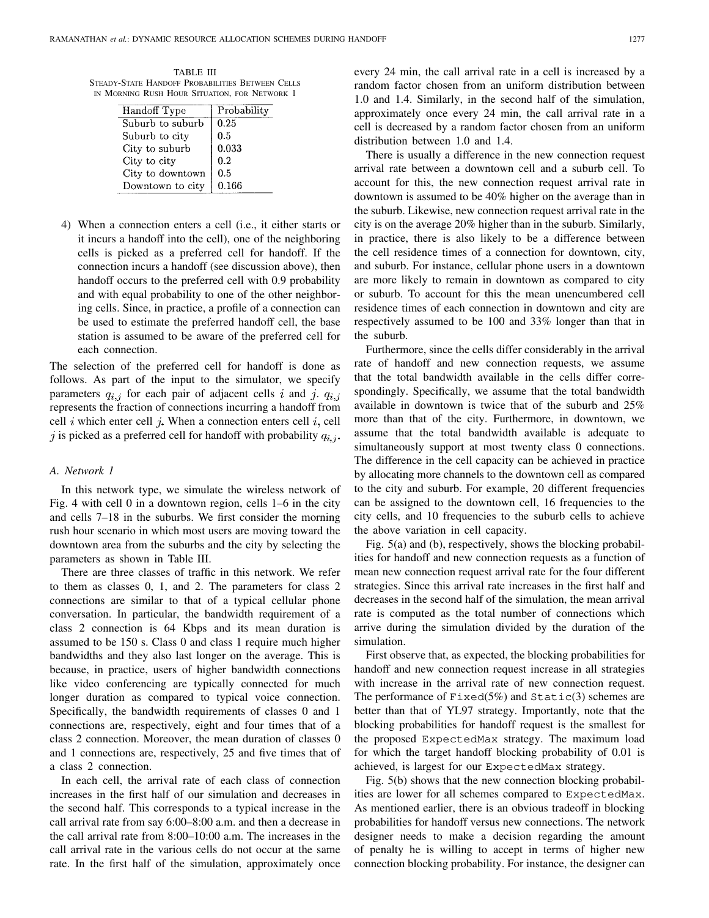TABLE III
STEADY-STATE HANDOFF PROBABILITIES BETWEEN CELLS IN MORNING RUSH HOUR SITUATION, FOR NETWORK 1

| Handoff Type | Probability |
|---|---|
| Suburb to suburb | 0.25 |
| Suburb to city | 0.5 |
| City to suburb | 0.033 |
| City to city | 0.2 |
| City to downtown | 0.5 |
| Downtown to city | 0.166 |

4) When a connection enters a cell (i.e., it either starts or it incurs a handoff into the cell), one of the neighboring cells is picked as a preferred cell for handoff. If the connection incurs a handoff (see discussion above), then handoff occurs to the preferred cell with 0.9 probability and with equal probability to one of the other neighboring cells. Since, in practice, a profile of a connection can be used to estimate the preferred handoff cell, the base station is assumed to be aware of the preferred cell for each connection.

The selection of the preferred cell for handoff is done as follows. As part of the input to the simulator, we specify parameters $q_{i,j}$ for each pair of adjacent cells $i$ and $j$. $q_{i,j}$ represents the fraction of connections incurring a handoff from cell $i$ which enter cell $j$. When a connection enters cell $i$, cell $j$ is picked as a preferred cell for handoff with probability $q_{i,j}$.

### A. Network 1

In this network type, we simulate the wireless network of Fig. 4 with cell 0 in a downtown region, cells 1–6 in the city and cells 7–18 in the suburbs. We first consider the morning rush hour scenario in which most users are moving toward the downtown area from the suburbs and the city by selecting the parameters as shown in Table III.

There are three classes of traffic in this network. We refer to them as classes 0, 1, and 2. The parameters for class 2 connections are similar to that of a typical cellular phone conversation. In particular, the bandwidth requirement of a class 2 connection is 64 Kbps and its mean duration is assumed to be 150 s. Class 0 and class 1 require much higher bandwidths and they also last longer on the average. This is because, in practice, users of higher bandwidth connections like video conferencing are typically connected for much longer duration as compared to typical voice connection. Specifically, the bandwidth requirements of classes 0 and 1 connections are, respectively, eight and four times that of a class 2 connection. Moreover, the mean duration of classes 0 and 1 connections are, respectively, 25 and five times that of a class 2 connection.

In each cell, the arrival rate of each class of connection increases in the first half of our simulation and decreases in the second half. This corresponds to a typical increase in the call arrival rate from say 6:00–8:00 a.m. and then a decrease in the call arrival rate from 8:00–10:00 a.m. The increases in the call arrival rate in the various cells do not occur at the same rate. In the first half of the simulation, approximately once every 24 min, the call arrival rate in a cell is increased by a random factor chosen from an uniform distribution between 1.0 and 1.4. Similarly, in the second half of the simulation, approximately once every 24 min, the call arrival rate in a cell is decreased by a random factor chosen from an uniform distribution between 1.0 and 1.4.

There is usually a difference in the new connection request arrival rate between a downtown cell and a suburb cell. To account for this, the new connection request arrival rate in downtown is assumed to be 40% higher on the average than in the suburb. Likewise, new connection request arrival rate in the city is on the average 20% higher than in the suburb. Similarly, in practice, there is also likely to be a difference between the cell residence times of a connection for downtown, city, and suburb. For instance, cellular phone users in a downtown are more likely to remain in downtown as compared to city or suburb. To account for this the mean unencumbered cell residence times of each connection in downtown and city are respectively assumed to be 100 and 33% longer than that in the suburb.

Furthermore, since the cells differ considerably in the arrival rate of handoff and new connection requests, we assume that the total bandwidth available in the cells differ correspondingly. Specifically, we assume that the total bandwidth available in downtown is twice that of the suburb and 25% more than that of the city. Furthermore, in downtown, we assume that the total bandwidth available is adequate to simultaneously support at most twenty class 0 connections. The difference in the cell capacity can be achieved in practice by allocating more channels to the downtown cell as compared to the city and suburb. For example, 20 different frequencies can be assigned to the downtown cell, 16 frequencies to the city cells, and 10 frequencies to the suburb cells to achieve the above variation in cell capacity.

Fig. 5(a) and (b), respectively, shows the blocking probabilities for handoff and new connection requests as a function of mean new connection request arrival rate for the four different strategies. Since this arrival rate increases in the first half and decreases in the second half of the simulation, the mean arrival rate is computed as the total number of connections which arrive during the simulation divided by the duration of the simulation.

First observe that, as expected, the blocking probabilities for handoff and new connection request increase in all strategies with increase in the arrival rate of new connection request. The performance of `Fixed`(5%) and `Static`(3) schemes are better than that of YL97 strategy. Importantly, note that the blocking probabilities for handoff request is the smallest for the proposed `ExpectedMax` strategy. The maximum load for which the target handoff blocking probability of 0.01 is achieved, is largest for our `ExpectedMax` strategy.

Fig. 5(b) shows that the new connection blocking probabilities are lower for all schemes compared to `ExpectedMax`. As mentioned earlier, there is an obvious tradeoff in blocking probabilities for handoff versus new connections. The network designer needs to make a decision regarding the amount of penalty he is willing to accept in terms of higher new connection blocking probability. For instance, the designer can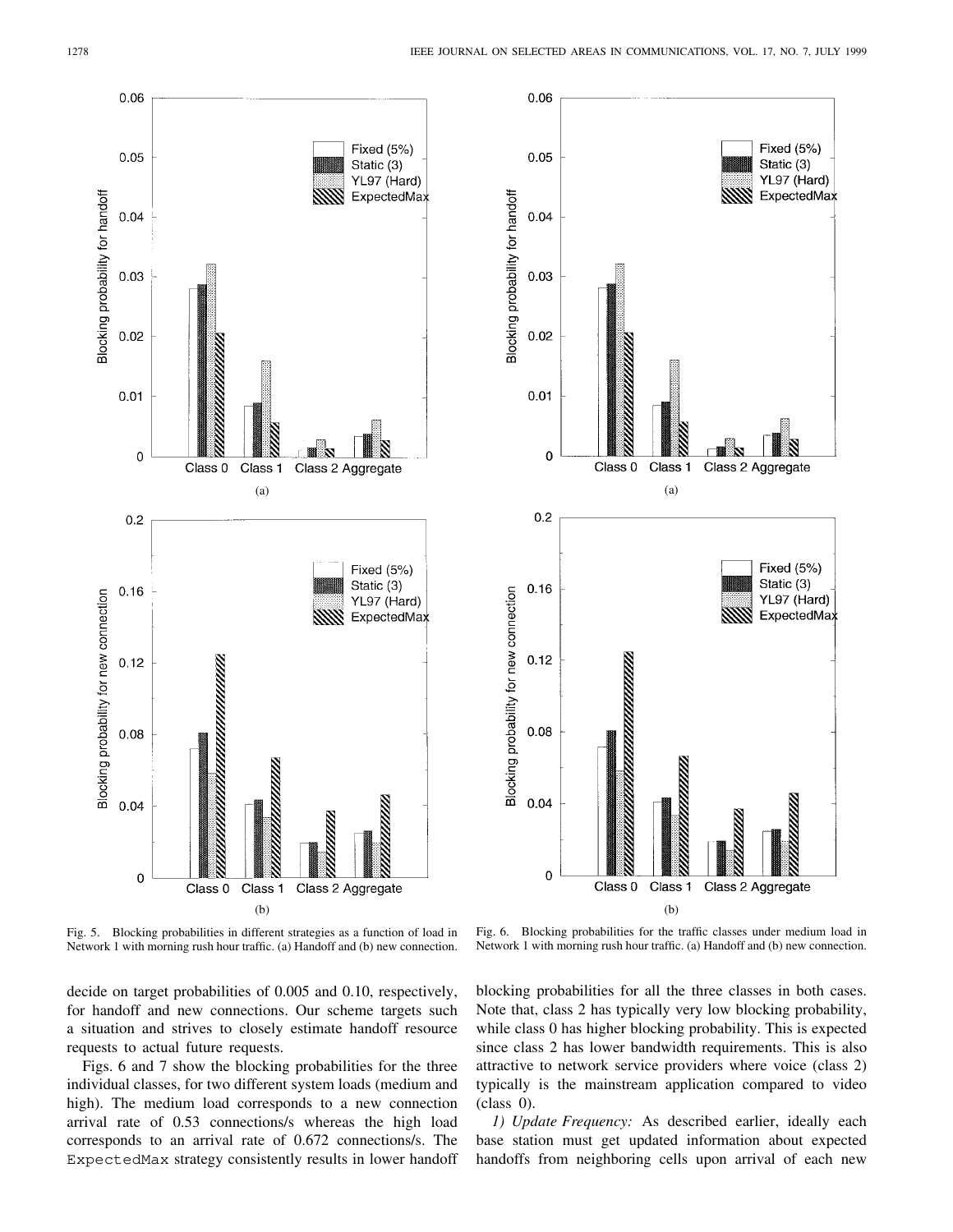Fig. 5. Blocking probabilities in different strategies as a function of load in Network 1 with morning rush hour traffic. (a) Handoff and (b) new connection.

Fig. 6. Blocking probabilities for the traffic classes under medium load in Network 1 with morning rush hour traffic. (a) Handoff and (b) new connection.

decide on target probabilities of 0.005 and 0.10, respectively, for handoff and new connections. Our scheme targets such a situation and strives to closely estimate handoff resource requests to actual future requests.

Figs. 6 and 7 show the blocking probabilities for the three individual classes, for two different system loads (medium and high). The medium load corresponds to a new connection arrival rate of 0.53 connections/s whereas the high load corresponds to an arrival rate of 0.672 connections/s. The `ExpectedMax` strategy consistently results in lower handoff blocking probabilities for all the three classes in both cases. Note that, class 2 has typically very low blocking probability, while class 0 has higher blocking probability. This is expected since class 2 has lower bandwidth requirements. This is also attractive to network service providers where voice (class 2) typically is the mainstream application compared to video (class 0).

*1) Update Frequency:* As described earlier, ideally each base station must get updated information about expected handoffs from neighboring cells upon arrival of each new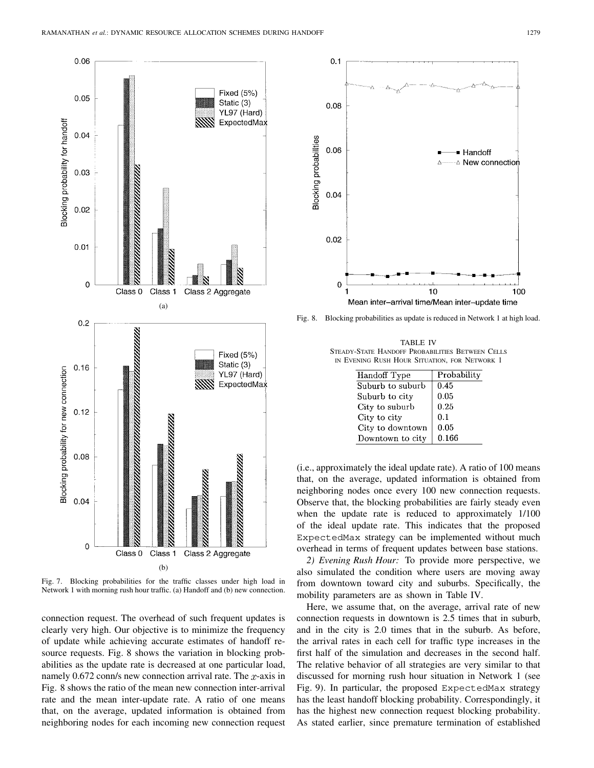Fig. 7. Blocking probabilities for the traffic classes under high load in Network 1 with morning rush hour traffic. (a) Handoff and (b) new connection.

connection request. The overhead of such frequent updates is clearly very high. Our objective is to minimize the frequency of update while achieving accurate estimates of handoff resource requests. Fig. 8 shows the variation in blocking probabilities as the update rate is decreased at one particular load, namely 0.672 conn/s new connection arrival rate. The $x$-axis in Fig. 8 shows the ratio of the mean new connection inter-arrival rate and the mean inter-update rate. A ratio of one means that, on the average, updated information is obtained from neighboring nodes for each incoming new connection request (i.e., approximately the ideal update rate). A ratio of 100 means that, on the average, updated information is obtained from neighboring nodes once every 100 new connection requests. Observe that, the blocking probabilities are fairly steady even when the update rate is reduced to approximately 1/100 of the ideal update rate. This indicates that the proposed `ExpectedMax` strategy can be implemented without much overhead in terms of frequent updates between base stations.

Fig. 8. Blocking probabilities as update is reduced in Network 1 at high load.

TABLE IV
STEADY-STATE HANDOFF PROBABILITIES BETWEEN CELLS IN EVENING RUSH HOUR SITUATION, FOR NETWORK 1

| Handoff Type | Probability |
|---|---|
| Suburb to suburb | 0.45 |
| Suburb to city | 0.05 |
| City to suburb | 0.25 |
| City to city | 0.1 |
| City to downtown | 0.05 |
| Downtown to city | 0.166 |

*2) Evening Rush Hour:* To provide more perspective, we also simulated the condition where users are moving away from downtown toward city and suburbs. Specifically, the mobility parameters are as shown in Table IV.

Here, we assume that, on the average, arrival rate of new connection requests in downtown is 2.5 times that in suburb, and in the city is 2.0 times that in the suburb. As before, the arrival rates in each cell for traffic type increases in the first half of the simulation and decreases in the second half. The relative behavior of all strategies are very similar to that discussed for morning rush hour situation in Network 1 (see Fig. 9). In particular, the proposed `ExpectedMax` strategy has the least handoff blocking probability. Correspondingly, it has the highest new connection request blocking probability. As stated earlier, since premature termination of established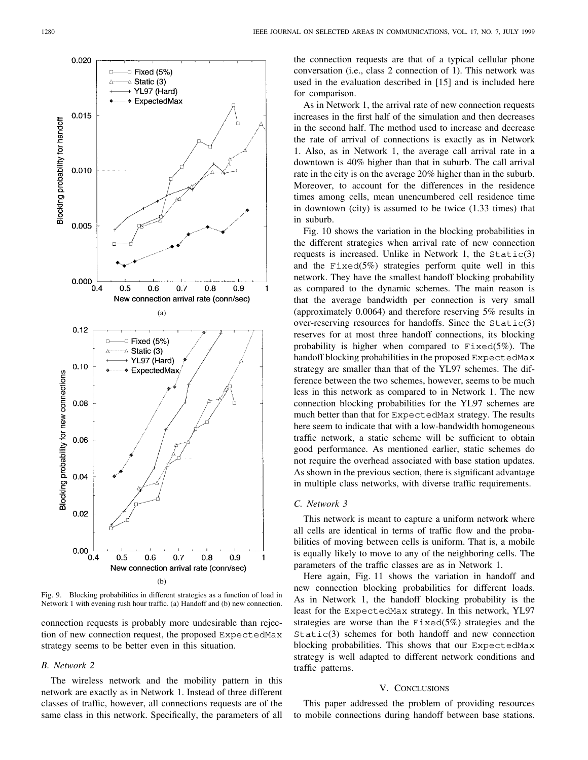Fig. 9. Blocking probabilities in different strategies as a function of load in Network 1 with evening rush hour traffic. (a) Handoff and (b) new connection.

connection requests is probably more undesirable than rejection of new connection request, the proposed `ExpectedMax` strategy seems to be better even in this situation.

### B. Network 2

The wireless network and the mobility pattern in this network are exactly as in Network 1. Instead of three different classes of traffic, however, all connections requests are of the same class in this network. Specifically, the parameters of all the connection requests are that of a typical cellular phone conversation (i.e., class 2 connection of 1). This network was used in the evaluation described in [15] and is included here for comparison.

As in Network 1, the arrival rate of new connection requests increases in the first half of the simulation and then decreases in the second half. The method used to increase and decrease the rate of arrival of connections is exactly as in Network 1. Also, as in Network 1, the average call arrival rate in a downtown is 40% higher than that in suburb. The call arrival rate in the city is on the average 20% higher than in the suburb. Moreover, to account for the differences in the residence times among cells, mean unencumbered cell residence time in downtown (city) is assumed to be twice (1.33 times) that in suburb.

Fig. 10 shows the variation in the blocking probabilities in the different strategies when arrival rate of new connection requests is increased. Unlike in Network 1, the `Static`(3) and the `Fixed`(5%) strategies perform quite well in this network. They have the smallest handoff blocking probability as compared to the dynamic schemes. The main reason is that the average bandwidth per connection is very small (approximately 0.0064) and therefore reserving 5% results in over-reserving resources for handoffs. Since the `Static`(3) reserves for at most three handoff connections, its blocking probability is higher when compared to `Fixed`(5%). The handoff blocking probabilities in the proposed `ExpectedMax` strategy are smaller than that of the YL97 schemes. The difference between the two schemes, however, seems to be much less in this network as compared to in Network 1. The new connection blocking probabilities for the YL97 schemes are much better than that for `ExpectedMax` strategy. The results here seem to indicate that with a low-bandwidth homogeneous traffic network, a static scheme will be sufficient to obtain good performance. As mentioned earlier, static schemes do not require the overhead associated with base station updates. As shown in the previous section, there is significant advantage in multiple class networks, with diverse traffic requirements.

### C. Network 3

This network is meant to capture a uniform network where all cells are identical in terms of traffic flow and the probabilities of moving between cells is uniform. That is, a mobile is equally likely to move to any of the neighboring cells. The parameters of the traffic classes are as in Network 1.

Here again, Fig. 11 shows the variation in handoff and new connection blocking probabilities for different loads. As in Network 1, the handoff blocking probability is the least for the `ExpectedMax` strategy. In this network, YL97 strategies are worse than the `Fixed`(5%) strategies and the `Static`(3) schemes for both handoff and new connection blocking probabilities. This shows that our `ExpectedMax` strategy is well adapted to different network conditions and traffic patterns.

## V. Conclusions

This paper addressed the problem of providing resources to mobile connections during handoff between base stations.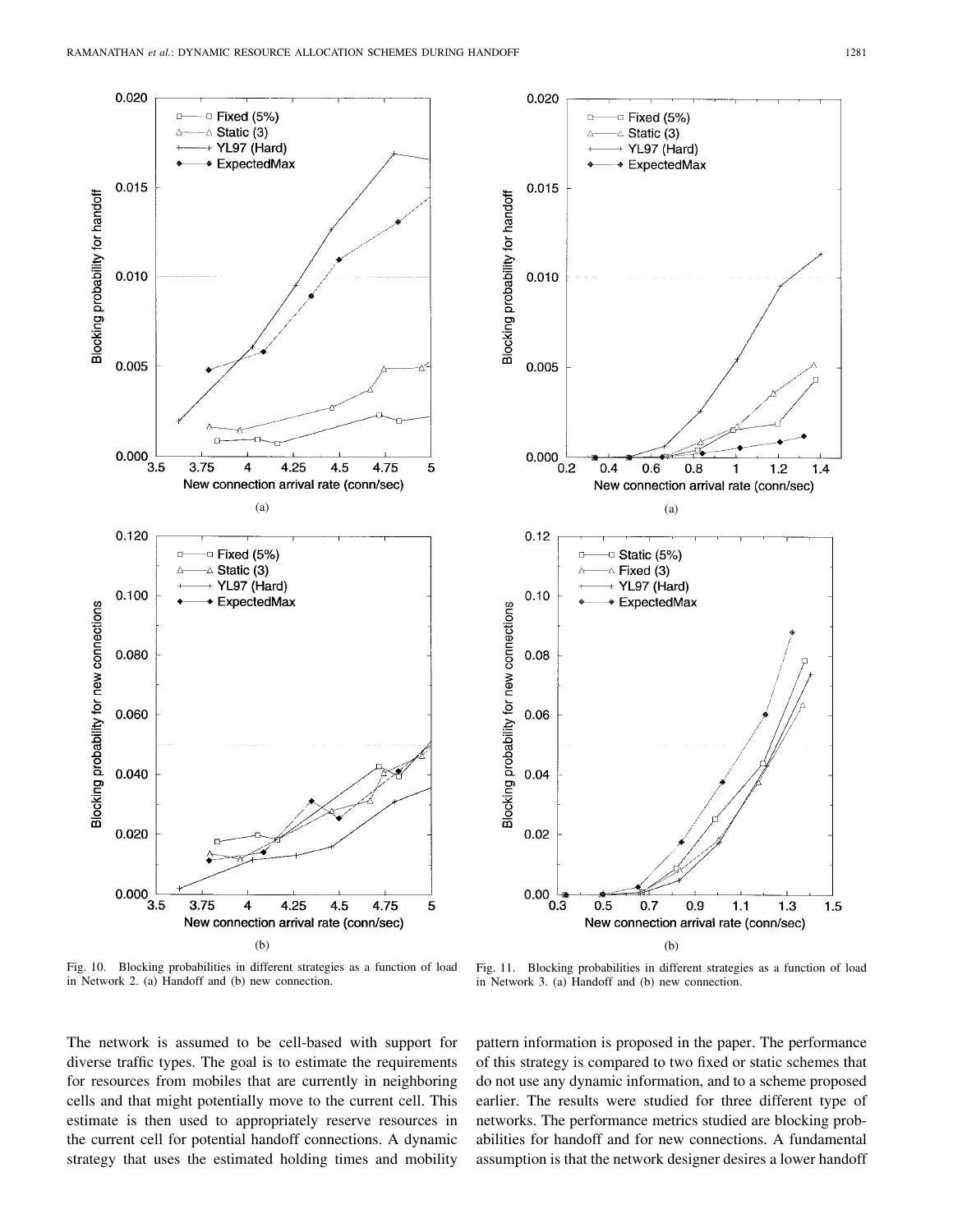Fig. 10. Blocking probabilities in different strategies as a function of load in Network 2. (a) Handoff and (b) new connection.

Fig. 11. Blocking probabilities in different strategies as a function of load in Network 3. (a) Handoff and (b) new connection.

The network is assumed to be cell-based with support for diverse traffic types. The goal is to estimate the requirements for resources from mobiles that are currently in neighboring cells and that might potentially move to the current cell. This estimate is then used to appropriately reserve resources in the current cell for potential handoff connections. A dynamic strategy that uses the estimated holding times and mobility pattern information is proposed in the paper. The performance of this strategy is compared to two fixed or static schemes that do not use any dynamic information, and to a scheme proposed earlier. The results were studied for three different type of networks. The performance metrics studied are blocking probabilities for handoff and for new connections. A fundamental assumption is that the network designer desires a lower handoff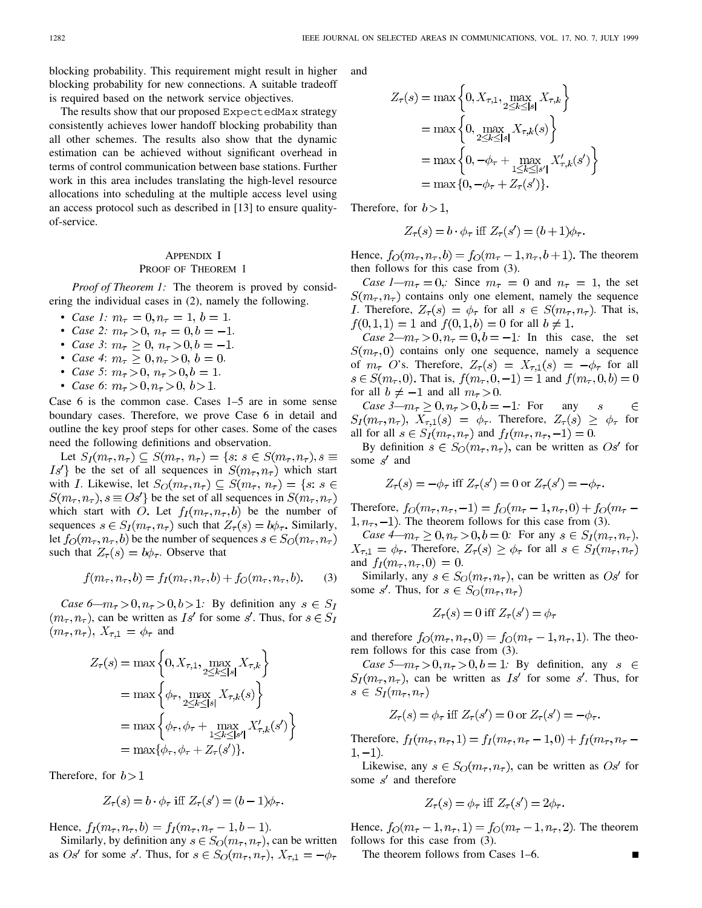blocking probability. This requirement might result in higher blocking probability for new connections. A suitable tradeoff is required based on the network service objectives.

The results show that our proposed `ExpectedMax` strategy consistently achieves lower handoff blocking probability than all other schemes. The results also show that the dynamic estimation can be achieved without significant overhead in terms of control communication between base stations. Further work in this area includes translating the high-level resource allocations into scheduling at the multiple access level using an access protocol such as described in [13] to ensure quality-of-service.

## Appendix I
## Proof of Theorem 1

*Proof of Theorem 1:* The theorem is proved by considering the individual cases in (2), namely the following.

- *Case 1:* $m_\tau = 0, n_\tau = 1,\ b = 1$.
- *Case 2:* $m_\tau > 0,\ n_\tau = 0, b = -1$.
- *Case 3*: $m_\tau \geq 0,\ n_\tau > 0, b = -1$.
- *Case 4*: $m_\tau \geq 0, n_\tau > 0, b = 0$.
- *Case 5*: $m_\tau > 0,\ n_\tau > 0, b = 1$.
- *Case 6*: $m_\tau > 0, n_\tau > 0,\ b > 1$.

Case 6 is the common case. Cases 1–5 are in some sense boundary cases. Therefore, we prove Case 6 in detail and outline the key proof steps for other cases. Some of the cases need the following definitions and observation.

Let $S_I(m_\tau, n_\tau) \subseteq S(m_\tau,\ n_\tau) = \{s\colon s \in S(m_\tau, n_\tau), s \equiv Is'\}$ be the set of all sequences in $S(m_\tau, n_\tau)$ which start with $I$. Likewise, let $S_O(m_\tau, n_\tau) \subseteq S(m_\tau,\ n_\tau) = \{s\colon s \in S(m_\tau, n_\tau), s \equiv Os'\}$ be the set of all sequences in $S(m_\tau, n_\tau)$ which start with $O$. Let $f_I(m_\tau, n_\tau, b)$ be the number of sequences $s \in S_I(m_\tau, n_\tau)$ such that $Z_\tau(s) = b\phi_\tau$. Similarly, let $f_O(m_\tau, n_\tau, b)$ be the number of sequences $s \in S_O(m_\tau, n_\tau)$ such that $Z_\tau(s) = b\phi_\tau$. Observe that

$$f(m_\tau, n_\tau, b) = f_I(m_\tau, n_\tau, b) + f_O(m_\tau, n_\tau, b). \tag{3}$$

*Case 6—$m_\tau > 0, n_\tau > 0, b > 1$:* By definition any $s \in S_I(m_\tau, n_\tau)$, can be written as $Is'$ for some $s'$. Thus, for $s \in S_I(m_\tau, n_\tau)$, $X_{\tau,1} = \phi_\tau$ and

$$\begin{aligned} Z_\tau(s) &= \max\left\{0, X_{\tau,1}, \max_{2\leq k \leq |s|} X_{\tau,k}\right\} \\ &= \max\left\{\phi_\tau, \max_{2\leq k \leq |s|} X_{\tau,k}(s)\right\} \\ &= \max\left\{\phi_\tau, \phi_\tau + \max_{1\leq k \leq |s'|} X'_{\tau,k}(s')\right\} \\ &= \max\{\phi_\tau, \phi_\tau + Z_\tau(s')\}. \end{aligned}$$

Therefore, for $b > 1$

$$Z_\tau(s) = b \cdot \phi_\tau \text{ iff } Z_\tau(s') = (b-1)\phi_\tau.$$

Hence, $f_I(m_\tau, n_\tau, b) = f_I(m_\tau, n_\tau - 1, b-1)$.

Similarly, by definition any $s \in S_O(m_\tau, n_\tau)$, can be written as $Os'$ for some $s'$. Thus, for $s \in S_O(m_\tau, n_\tau)$, $X_{\tau,1} = -\phi_\tau$ and

$$\begin{aligned} Z_\tau(s) &= \max\left\{0, X_{\tau,1}, \max_{2\leq k \leq |s|} X_{\tau,k}\right\} \\ &= \max\left\{0, \max_{2\leq k \leq |s|} X_{\tau,k}(s)\right\} \\ &= \max\left\{0, -\phi_\tau + \max_{1\leq k \leq |s'|} X'_{\tau,k}(s')\right\} \\ &= \max\{0, -\phi_\tau + Z_\tau(s')\}. \end{aligned}$$

Therefore, for $b > 1$,

$$Z_\tau(s) = b \cdot \phi_\tau \text{ iff } Z_\tau(s') = (b+1)\phi_\tau.$$

Hence, $f_O(m_\tau, n_\tau, b) = f_O(m_\tau - 1, n_\tau, b+1)$. The theorem then follows for this case from (3).

*Case 1—$m_\tau = 0$,:* Since $m_\tau = 0$ and $n_\tau = 1$, the set $S(m_\tau, n_\tau)$ contains only one element, namely the sequence $I$. Therefore, $Z_\tau(s) = \phi_\tau$ for all $s \in S(m_\tau, n_\tau)$. That is, $f(0,1,1) = 1$ and $f(0,1,b) = 0$ for all $b \neq 1$.

*Case 2—$m_\tau > 0, n_\tau = 0, b = -1$:* In this case, the set $S(m_\tau, 0)$ contains only one sequence, namely a sequence of $m_\tau$ $O$'s. Therefore, $Z_\tau(s) = X_{\tau,1}(s) = -\phi_\tau$ for all $s \in S(m_\tau, 0)$. That is, $f(m_\tau, 0, -1) = 1$ and $f(m_\tau, 0, b) = 0$ for all $b \neq -1$ and all $m_\tau > 0$.

*Case 3—$m_\tau \geq 0, n_\tau > 0, b = -1$:* For any $s \in S_I(m_\tau, n_\tau)$, $X_{\tau,1}(s) = \phi_\tau$. Therefore, $Z_\tau(s) \geq \phi_\tau$ for all for all $s \in S_I(m_\tau, n_\tau)$ and $f_I(m_\tau, n_\tau, -1) = 0$.

By definition $s \in S_O(m_\tau, n_\tau)$, can be written as $Os'$ for some $s'$ and

$$Z_\tau(s) = -\phi_\tau \text{ iff } Z_\tau(s') = 0 \text{ or } Z_\tau(s') = -\phi_\tau.$$

Therefore, $f_O(m_\tau, n_\tau, -1) = f_O(m_\tau - 1, n_\tau, 0) + f_O(m_\tau - 1, n_\tau, -1)$. The theorem follows for this case from (3).

*Case 4—$m_\tau \geq 0, n_\tau > 0, b = 0$:* For any $s \in S_I(m_\tau, n_\tau)$, $X_{\tau,1} = \phi_\tau$. Therefore, $Z_\tau(s) \geq \phi_\tau$ for all $s \in S_I(m_\tau, n_\tau)$ and $f_I(m_\tau, n_\tau, 0) = 0$.

Similarly, any $s \in S_O(m_\tau, n_\tau)$, can be written as $Os'$ for some $s'$. Thus, for $s \in S_O(m_\tau, n_\tau)$

$$Z_\tau(s) = 0 \text{ iff } Z_\tau(s') = \phi_\tau$$

and therefore $f_O(m_\tau, n_\tau, 0) = f_O(m_\tau - 1, n_\tau, 1)$. The theorem follows for this case from (3).

*Case 5—$m_\tau > 0, n_\tau > 0, b = 1$:* By definition, any $s \in S_I(m_\tau, n_\tau)$, can be written as $Is'$ for some $s'$. Thus, for $s \in S_I(m_\tau, n_\tau)$

$$Z_\tau(s) = \phi_\tau \text{ iff } Z_\tau(s') = 0 \text{ or } Z_\tau(s') = -\phi_\tau.$$

Therefore, $f_I(m_\tau, n_\tau, 1) = f_I(m_\tau, n_\tau - 1, 0) + f_I(m_\tau, n_\tau - 1, -1)$.

Likewise, any $s \in S_O(m_\tau, n_\tau)$, can be written as $Os'$ for some $s'$ and therefore

$$Z_\tau(s) = \phi_\tau \text{ iff } Z_\tau(s') = 2\phi_\tau.$$

Hence, $f_O(m_\tau - 1, n_\tau, 1) = f_O(m_\tau - 1, n_\tau, 2)$. The theorem follows for this case from (3).

The theorem follows from Cases 1–6. ∎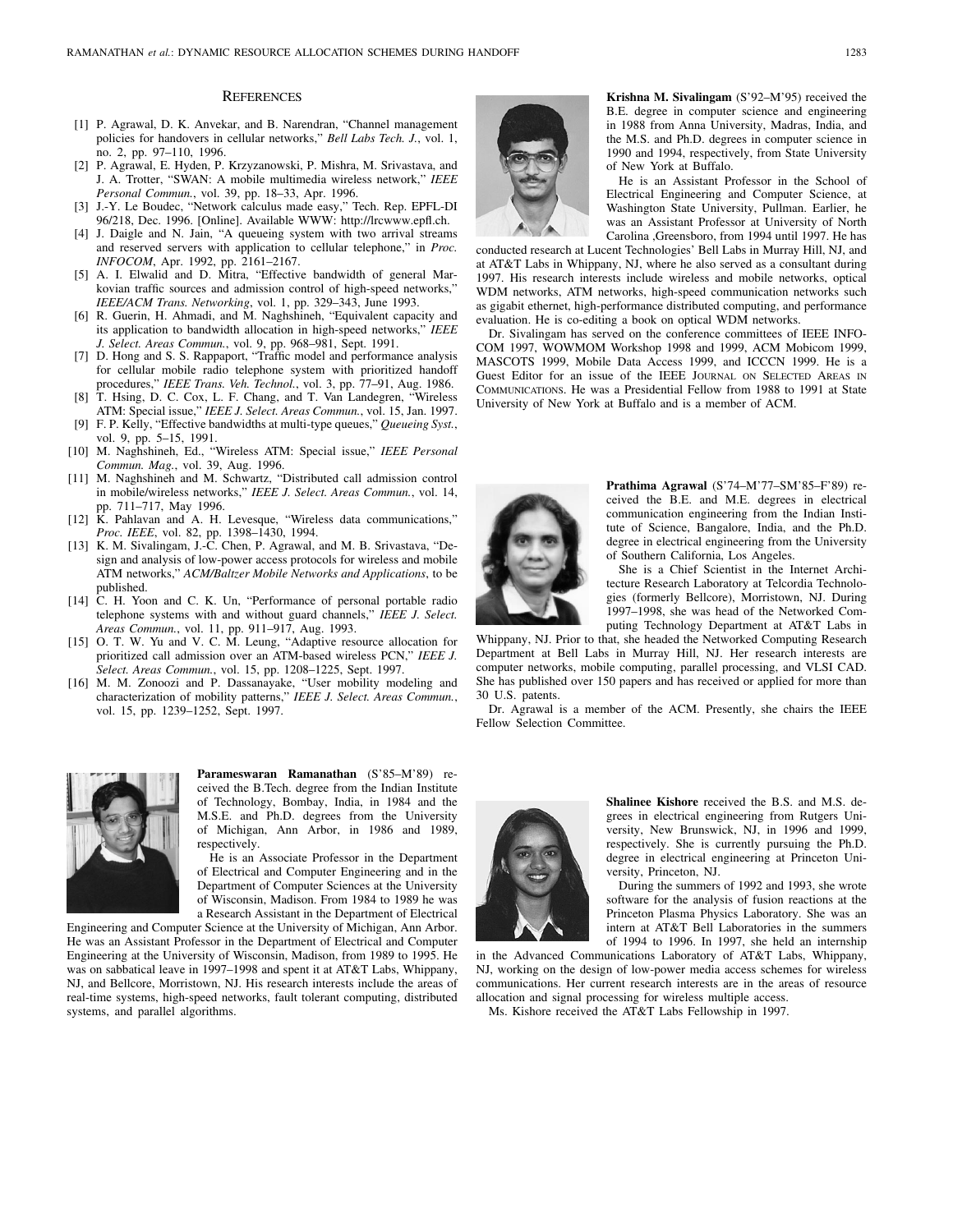## References

[1] P. Agrawal, D. K. Anvekar, and B. Narendran, "Channel management policies for handovers in cellular networks," *Bell Labs Tech. J.*, vol. 1, no. 2, pp. 97–110, 1996.

[2] P. Agrawal, E. Hyden, P. Krzyzanowski, P. Mishra, M. Srivastava, and J. A. Trotter, "SWAN: A mobile multimedia wireless network," *IEEE Personal Commun.*, vol. 39, pp. 18–33, Apr. 1996.

[3] J.-Y. Le Boudec, "Network calculus made easy," Tech. Rep. EPFL-DI 96/218, Dec. 1996. [Online]. Available WWW: http://lrcwww.epfl.ch.

[4] J. Daigle and N. Jain, "A queueing system with two arrival streams and reserved servers with application to cellular telephone," in *Proc. INFOCOM*, Apr. 1992, pp. 2161–2167.

[5] A. I. Elwalid and D. Mitra, "Effective bandwidth of general Markovian traffic sources and admission control of high-speed networks," *IEEE/ACM Trans. Networking*, vol. 1, pp. 329–343, June 1993.

[6] R. Guerin, H. Ahmadi, and M. Naghshineh, "Equivalent capacity and its application to bandwidth allocation in high-speed networks," *IEEE J. Select. Areas Commun.*, vol. 9, pp. 968–981, Sept. 1991.

[7] D. Hong and S. S. Rappaport, "Traffic model and performance analysis for cellular mobile radio telephone system with prioritized handoff procedures," *IEEE Trans. Veh. Technol.*, vol. 3, pp. 77–91, Aug. 1986.

[8] T. Hsing, D. C. Cox, L. F. Chang, and T. Van Landegren, "Wireless ATM: Special issue," *IEEE J. Select. Areas Commun.*, vol. 15, Jan. 1997.

[9] F. P. Kelly, "Effective bandwidths at multi-type queues," *Queueing Syst.*, vol. 9, pp. 5–15, 1991.

[10] M. Naghshineh, Ed., "Wireless ATM: Special issue," *IEEE Personal Commun. Mag.*, vol. 39, Aug. 1996.

[11] M. Naghshineh and M. Schwartz, "Distributed call admission control in mobile/wireless networks," *IEEE J. Select. Areas Commun.*, vol. 14, pp. 711–717, May 1996.

[12] K. Pahlavan and A. H. Levesque, "Wireless data communications," *Proc. IEEE*, vol. 82, pp. 1398–1430, 1994.

[13] K. M. Sivalingam, J.-C. Chen, P. Agrawal, and M. B. Srivastava, "Design and analysis of low-power access protocols for wireless and mobile ATM networks," *ACM/Baltzer Mobile Networks and Applications*, to be published.

[14] C. H. Yoon and C. K. Un, "Performance of personal portable radio telephone systems with and without guard channels," *IEEE J. Select. Areas Commun.*, vol. 11, pp. 911–917, Aug. 1993.

[15] O. T. W. Yu and V. C. M. Leung, "Adaptive resource allocation for prioritized call admission over an ATM-based wireless PCN," *IEEE J. Select. Areas Commun.*, vol. 15, pp. 1208–1225, Sept. 1997.

[16] M. M. Zonoozi and P. Dassanayake, "User mobility modeling and characterization of mobility patterns," *IEEE J. Select. Areas Commun.*, vol. 15, pp. 1239–1252, Sept. 1997.

**Parameswaran Ramanathan** (S'85–M'89) received the B.Tech. degree from the Indian Institute of Technology, Bombay, India, in 1984 and the M.S.E. and Ph.D. degrees from the University of Michigan, Ann Arbor, in 1986 and 1989, respectively.

He is an Associate Professor in the Department of Electrical and Computer Engineering and in the Department of Computer Sciences at the University of Wisconsin, Madison. From 1984 to 1989 he was a Research Assistant in the Department of Electrical Engineering and Computer Science at the University of Michigan, Ann Arbor. He was an Assistant Professor in the Department of Electrical and Computer Engineering at the University of Wisconsin, Madison, from 1989 to 1995. He was on sabbatical leave in 1997–1998 and spent it at AT&T Labs, Whippany, NJ, and Bellcore, Morristown, NJ. His research interests include the areas of real-time systems, high-speed networks, fault tolerant computing, distributed systems, and parallel algorithms.

**Krishna M. Sivalingam** (S'92–M'95) received the B.E. degree in computer science and engineering in 1988 from Anna University, Madras, India, and the M.S. and Ph.D. degrees in computer science in 1990 and 1994, respectively, from State University of New York at Buffalo.

He is an Assistant Professor in the School of Electrical Engineering and Computer Science, at Washington State University, Pullman. Earlier, he was an Assistant Professor at University of North Carolina ,Greensboro, from 1994 until 1997. He has conducted research at Lucent Technologies' Bell Labs in Murray Hill, NJ, and at AT&T Labs in Whippany, NJ, where he also served as a consultant during 1997. His research interests include wireless and mobile networks, optical WDM networks, ATM networks, high-speed communication networks such as gigabit ethernet, high-performance distributed computing, and performance evaluation. He is co-editing a book on optical WDM networks.

Dr. Sivalingam has served on the conference committees of IEEE INFOCOM 1997, WOWMOM Workshop 1998 and 1999, ACM Mobicom 1999, MASCOTS 1999, Mobile Data Access 1999, and ICCCN 1999. He is a Guest Editor for an issue of the IEEE JOURNAL ON SELECTED AREAS IN COMMUNICATIONS. He was a Presidential Fellow from 1988 to 1991 at State University of New York at Buffalo and is a member of ACM.

**Prathima Agrawal** (S'74–M'77–SM'85–F'89) received the B.E. and M.E. degrees in electrical communication engineering from the Indian Institute of Science, Bangalore, India, and the Ph.D. degree in electrical engineering from the University of Southern California, Los Angeles.

She is a Chief Scientist in the Internet Architecture Research Laboratory at Telcordia Technologies (formerly Bellcore), Morristown, NJ. During 1997–1998, she was head of the Networked Computing Technology Department at AT&T Labs in Whippany, NJ. Prior to that, she headed the Networked Computing Research Department at Bell Labs in Murray Hill, NJ. Her research interests are computer networks, mobile computing, parallel processing, and VLSI CAD. She has published over 150 papers and has received or applied for more than 30 U.S. patents.

Dr. Agrawal is a member of the ACM. Presently, she chairs the IEEE Fellow Selection Committee.

**Shalinee Kishore** received the B.S. and M.S. degrees in electrical engineering from Rutgers University, New Brunswick, NJ, in 1996 and 1999, respectively. She is currently pursuing the Ph.D. degree in electrical engineering at Princeton University, Princeton, NJ.

During the summers of 1992 and 1993, she wrote software for the analysis of fusion reactions at the Princeton Plasma Physics Laboratory. She was an intern at AT&T Bell Laboratories in the summers of 1994 to 1996. In 1997, she held an internship in the Advanced Communications Laboratory of AT&T Labs, Whippany, NJ, working on the design of low-power media access schemes for wireless communications. Her current research interests are in the areas of resource allocation and signal processing for wireless multiple access.

Ms. Kishore received the AT&T Labs Fellowship in 1997.